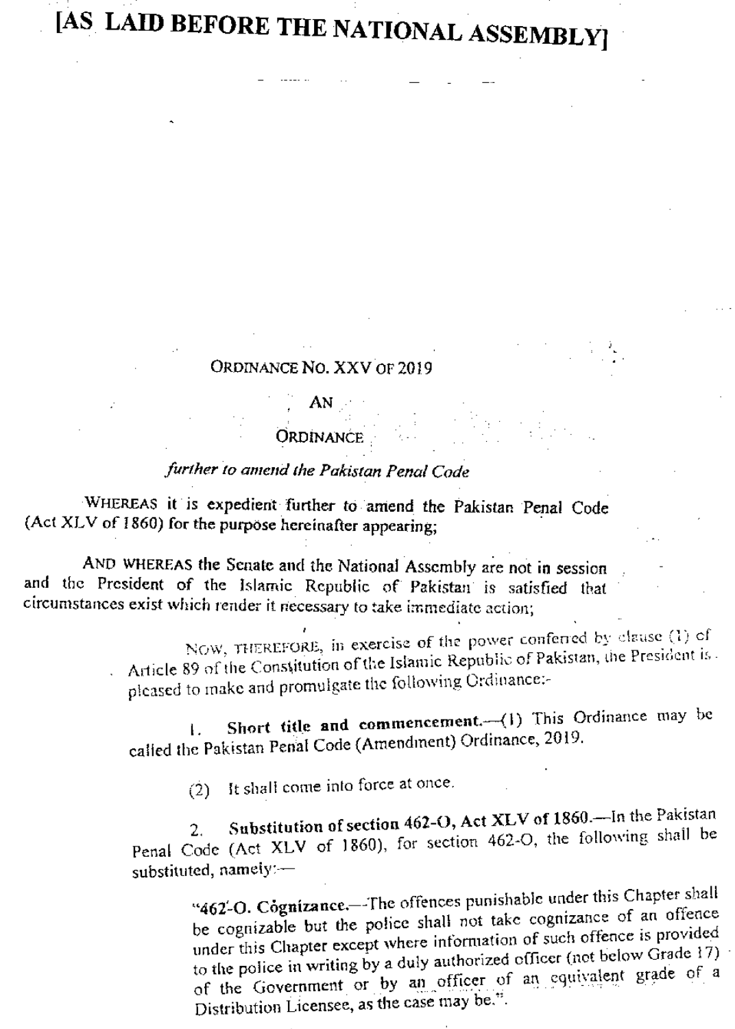# [AS LAID BEFORE THE NATIONAL ASSEMBLY]

ORDINANCE NO. XXV OF 2019

AN

ORDINANCE

*further to amend the Pakistan Penal Code*

WHEREAS it is expedient further to amend the Pakistan Penal Code (Act XLV of 1860) for the purpose hereinafter appearing;

AND WHEREAS the Senate and the National Assembly are not in session and the President of the Islamic Republic of Pakistan is satisfied that circumstances exist which render it necessary to take immediate action;

NOW, THEREFORE, in exercise of the power conferred by clause (1) of Article 89 of the Constitution of the Islamic Republic of Pakistan, the President is pleased to make and promulgate the following Ordinance:-

1. **Short title and commencement.**—(1) This Ordinance may be called the Pakistan Penal Code (Amendment) Ordinance, 2019.

(2) It shall come into force at once.

2. **Substitution of section 462-O, Act XLV of 1860.**—In the Pakistan Penal Code (Act XLV of 1860), for section 462-O, the following shall be substituted, namely:—

"**462-O. Cognizance.**—The offences punishable under this Chapter shall be cognizable but the police shall not take cognizance of an offence under this Chapter except where information of such offence is provided to the police in writing by a duly authorized officer (not below Grade 17) of the Government or by an officer of an equivalent grade of a Distribution Licensee, as the case may be.".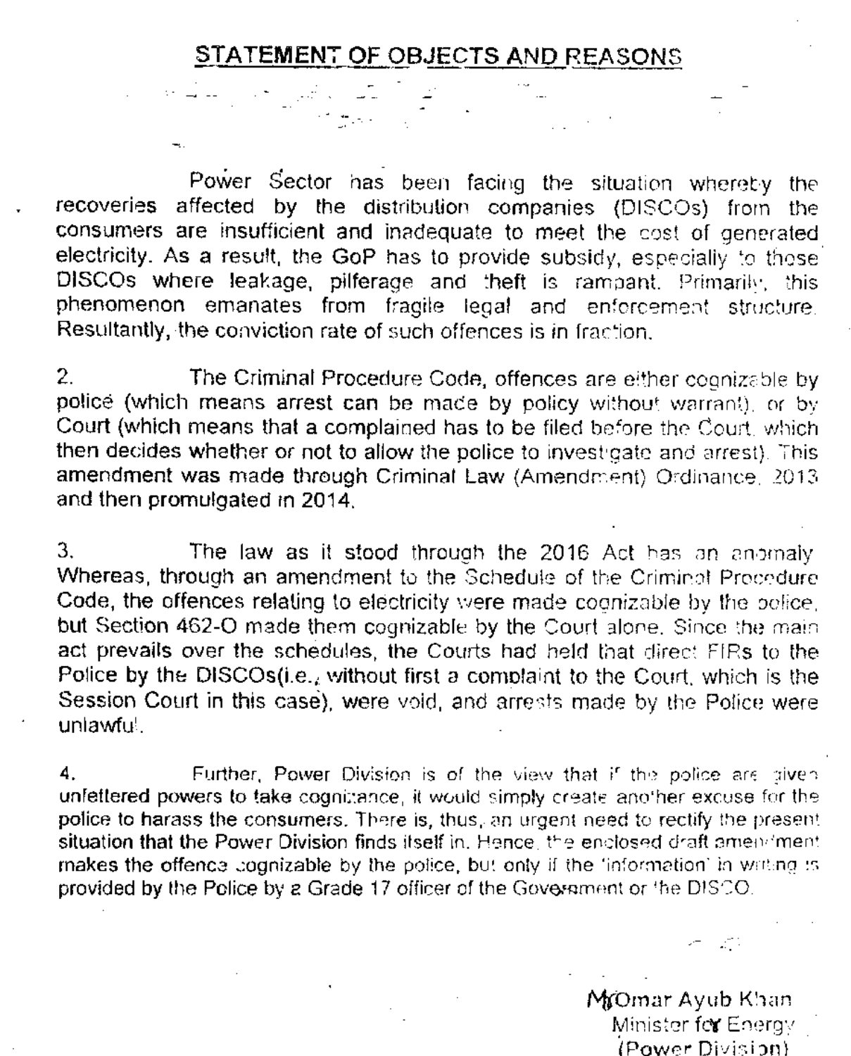## STATEMENT OF OBJECTS AND REASONS

Power Sector has been facing the situation whereby the recoveries affected by the distribution companies (DISCOs) from the consumers are insufficient and inadequate to meet the cost of generated electricity. As a result, the GoP has to provide subsidy, especially to those DISCOs where leakage, pilferage and theft is rampant. Primarily, this phenomenon emanates from fragile legal and enforcement structure. Resultantly, the conviction rate of such offences is in fraction.

2. The Criminal Procedure Code, offences are either cognizable by police (which means arrest can be made by policy without warrant), or by Court (which means that a complained has to be filed before the Court, which then decides whether or not to allow the police to investigate and arrest). This amendment was made through Criminal Law (Amendment) Ordinance, 2013 and then promulgated in 2014.

3. The law as it stood through the 2016 Act has an anomaly. Whereas, through an amendment to the Schedule of the Criminal Procedure Code, the offences relating to electricity were made cognizable by the police, but Section 462-O made them cognizable by the Court alone. Since the main act prevails over the schedules, the Courts had held that direct FIRs to the Police by the DISCOs(i.e., without first a complaint to the Court, which is the Session Court in this case), were void, and arrests made by the Police were unlawful.

4. Further, Power Division is of the view that if the police are given unfettered powers to take cognizance, it would simply create another excuse for the police to harass the consumers. There is, thus, an urgent need to rectify the present situation that the Power Division finds itself in. Hence, the enclosed draft amendment makes the offence cognizable by the police, but only if the 'information' in writing is provided by the Police by a Grade 17 officer of the Government or the DISCO.

Mr Omar Ayub Khan
Minister for Energy
(Power Division)